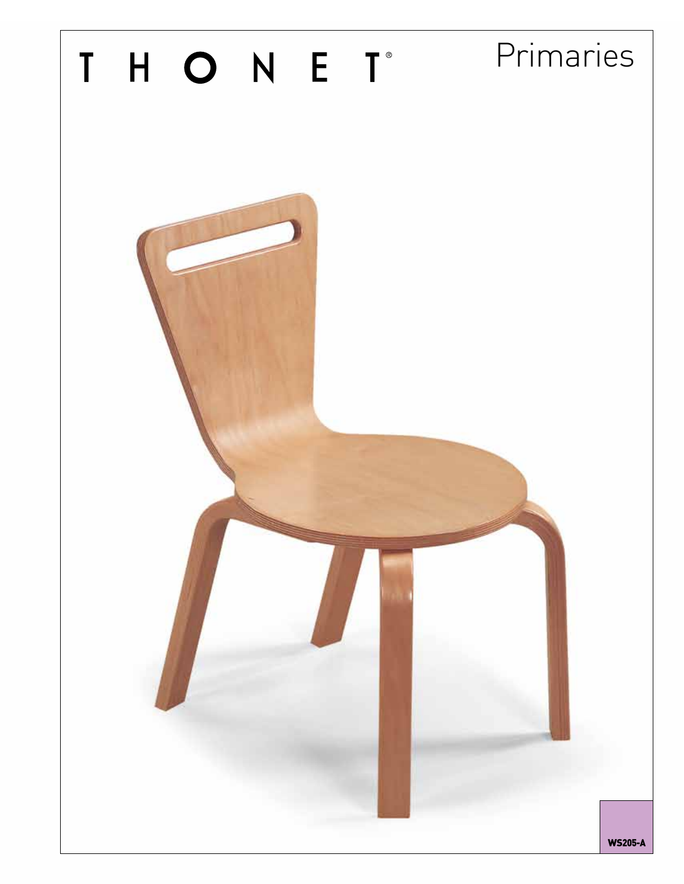# THONET®

## Primaries

WS205-A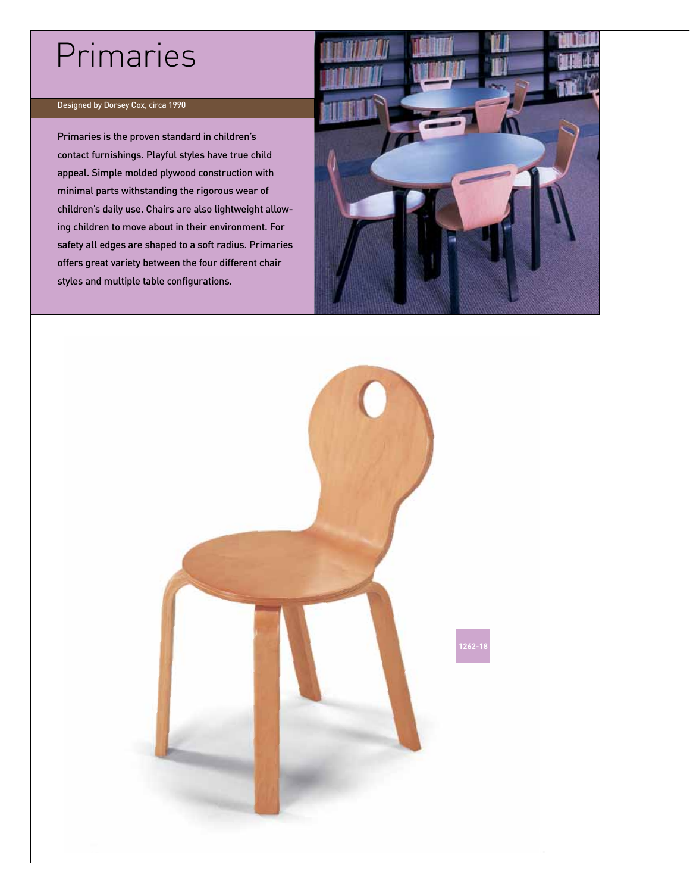# Primaries

Designed by Dorsey Cox, circa 1990

Primaries is the proven standard in children's contact furnishings. Playful styles have true child appeal. Simple molded plywood construction with minimal parts withstanding the rigorous wear of children's daily use. Chairs are also lightweight allowing children to move about in their environment. For safety all edges are shaped to a soft radius. Primaries offers great variety between the four different chair styles and multiple table configurations.

1262-18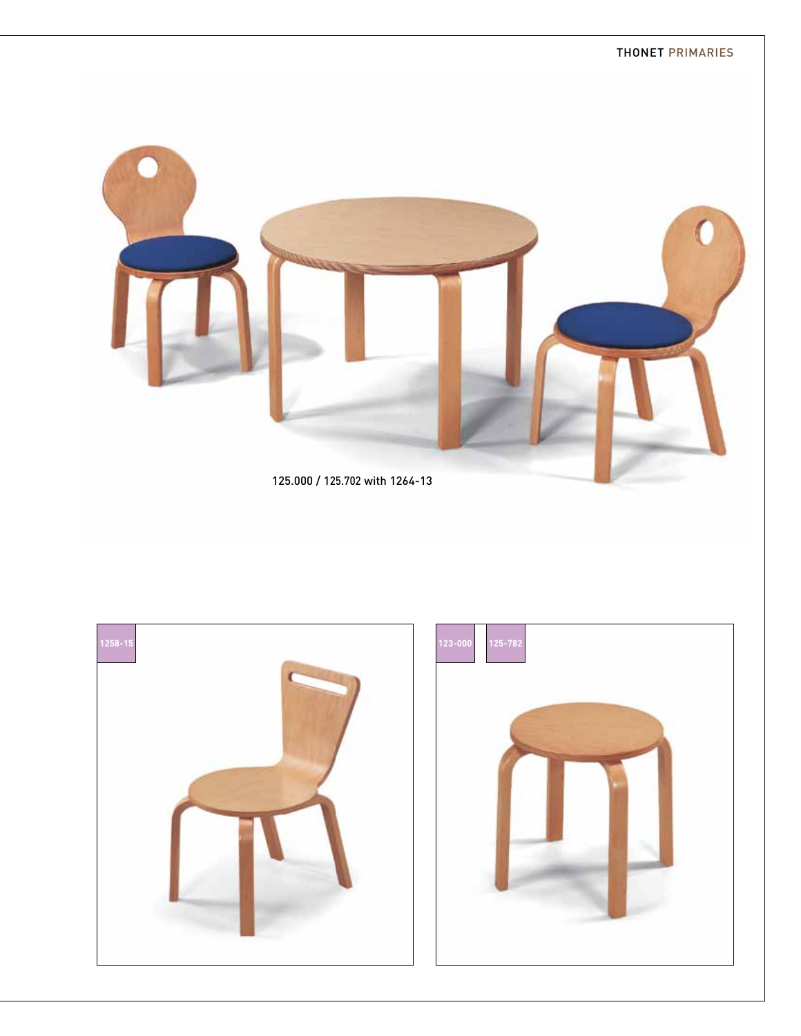125.000 / 125.702 with 1264-13

1258-15

123-000

125-782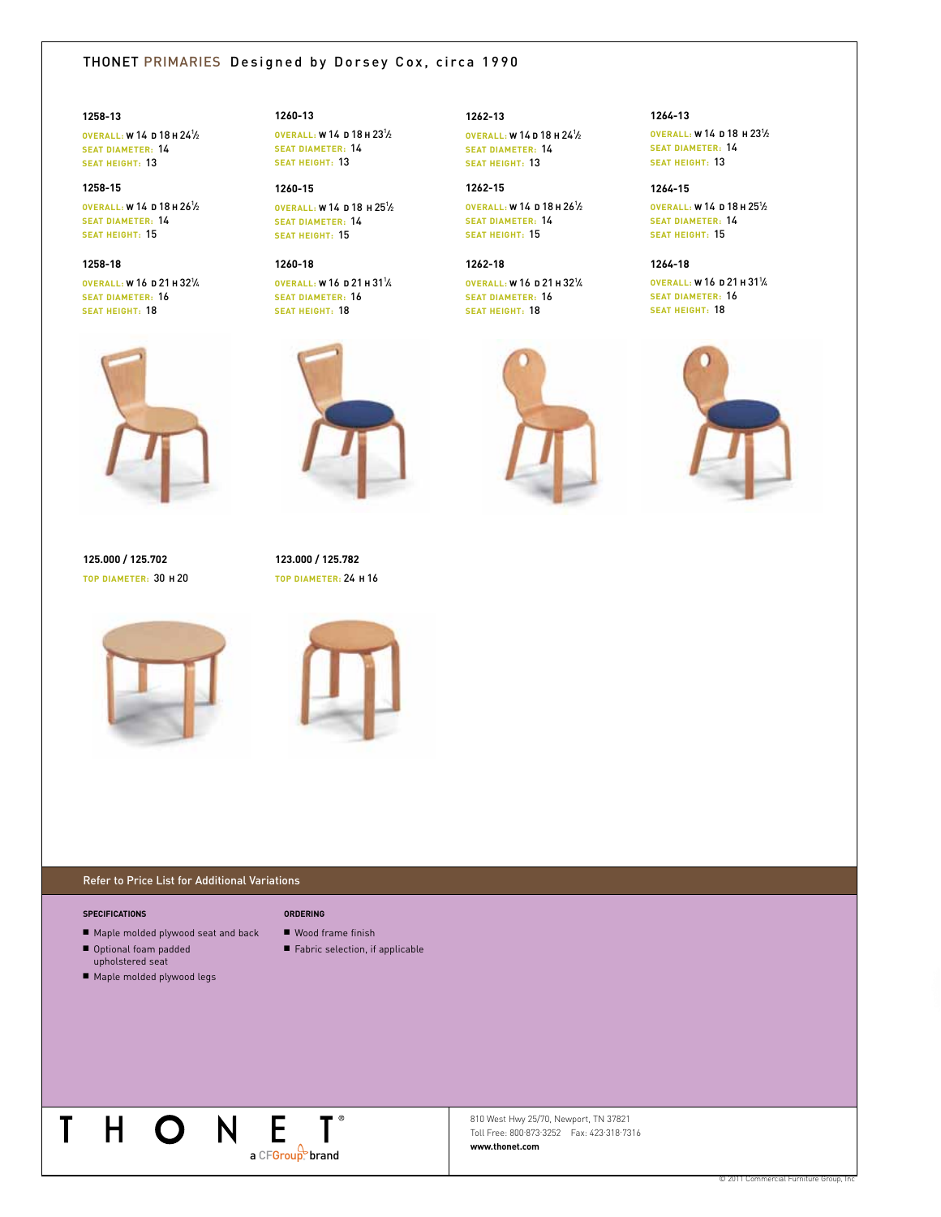# THONET PRIMARIES Designed by Dorsey Cox, circa 1990

**1258-13**
OVERALL: W 14 D 18 H 24½
SEAT DIAMETER: 14
SEAT HEIGHT: 13

**1258-15**
OVERALL: W 14 D 18 H 26½
SEAT DIAMETER: 14
SEAT HEIGHT: 15

**1258-18**
OVERALL: W 16 D 21 H 32¼
SEAT DIAMETER: 16
SEAT HEIGHT: 18

**1260-13**
OVERALL: W 14 D 18 H 23½
SEAT DIAMETER: 14
SEAT HEIGHT: 13

**1260-15**
OVERALL: W 14 D 18 H 25½
SEAT DIAMETER: 14
SEAT HEIGHT: 15

**1260-18**
OVERALL: W 16 D 21 H 31¼
SEAT DIAMETER: 16
SEAT HEIGHT: 18

**1262-13**
OVERALL: W 14 D 18 H 24½
SEAT DIAMETER: 14
SEAT HEIGHT: 13

**1262-15**
OVERALL: W 14 D 18 H 26½
SEAT DIAMETER: 14
SEAT HEIGHT: 15

**1262-18**
OVERALL: W 16 D 21 H 32¼
SEAT DIAMETER: 16
SEAT HEIGHT: 18

**1264-13**
OVERALL: W 14 D 18 H 23½
SEAT DIAMETER: 14
SEAT HEIGHT: 13

**1264-15**
OVERALL: W 14 D 18 H 25½
SEAT DIAMETER: 14
SEAT HEIGHT: 15

**1264-18**
OVERALL: W 16 D 21 H 31¼
SEAT DIAMETER: 16
SEAT HEIGHT: 18

**125.000 / 125.702**
TOP DIAMETER: 30 H 20

**123.000 / 125.782**
TOP DIAMETER: 24 H 16

Refer to Price List for Additional Variations

**SPECIFICATIONS**

- Maple molded plywood seat and back
- Optional foam padded upholstered seat
- Maple molded plywood legs

**ORDERING**

- Wood frame finish
- Fabric selection, if applicable

THONET® a CFGroup brand

810 West Hwy 25/70, Newport, TN 37821
Toll Free: 800·873·3252 Fax: 423·318·7316
**www.thonet.com**

© 2011 Commercial Furniture Group, Inc